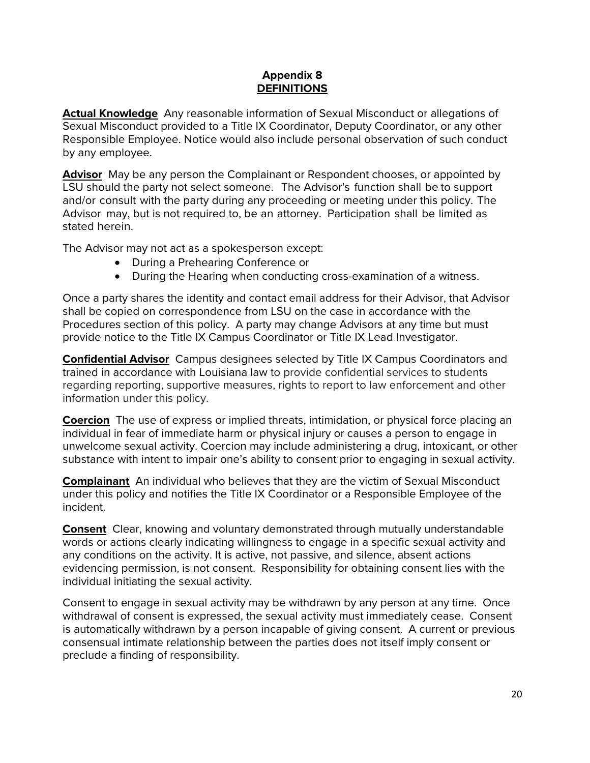# Appendix 8
## DEFINITIONS

**Actual Knowledge** Any reasonable information of Sexual Misconduct or allegations of Sexual Misconduct provided to a Title IX Coordinator, Deputy Coordinator, or any other Responsible Employee. Notice would also include personal observation of such conduct by any employee.

**Advisor** May be any person the Complainant or Respondent chooses, or appointed by LSU should the party not select someone. The Advisor's function shall be to support and/or consult with the party during any proceeding or meeting under this policy. The Advisor may, but is not required to, be an attorney. Participation shall be limited as stated herein.

The Advisor may not act as a spokesperson except:

- During a Prehearing Conference or
- During the Hearing when conducting cross-examination of a witness.

Once a party shares the identity and contact email address for their Advisor, that Advisor shall be copied on correspondence from LSU on the case in accordance with the Procedures section of this policy. A party may change Advisors at any time but must provide notice to the Title IX Campus Coordinator or Title IX Lead Investigator.

**Confidential Advisor** Campus designees selected by Title IX Campus Coordinators and trained in accordance with Louisiana law to provide confidential services to students regarding reporting, supportive measures, rights to report to law enforcement and other information under this policy.

**Coercion** The use of express or implied threats, intimidation, or physical force placing an individual in fear of immediate harm or physical injury or causes a person to engage in unwelcome sexual activity. Coercion may include administering a drug, intoxicant, or other substance with intent to impair one's ability to consent prior to engaging in sexual activity.

**Complainant** An individual who believes that they are the victim of Sexual Misconduct under this policy and notifies the Title IX Coordinator or a Responsible Employee of the incident.

**Consent** Clear, knowing and voluntary demonstrated through mutually understandable words or actions clearly indicating willingness to engage in a specific sexual activity and any conditions on the activity. It is active, not passive, and silence, absent actions evidencing permission, is not consent. Responsibility for obtaining consent lies with the individual initiating the sexual activity.

Consent to engage in sexual activity may be withdrawn by any person at any time. Once withdrawal of consent is expressed, the sexual activity must immediately cease. Consent is automatically withdrawn by a person incapable of giving consent. A current or previous consensual intimate relationship between the parties does not itself imply consent or preclude a finding of responsibility.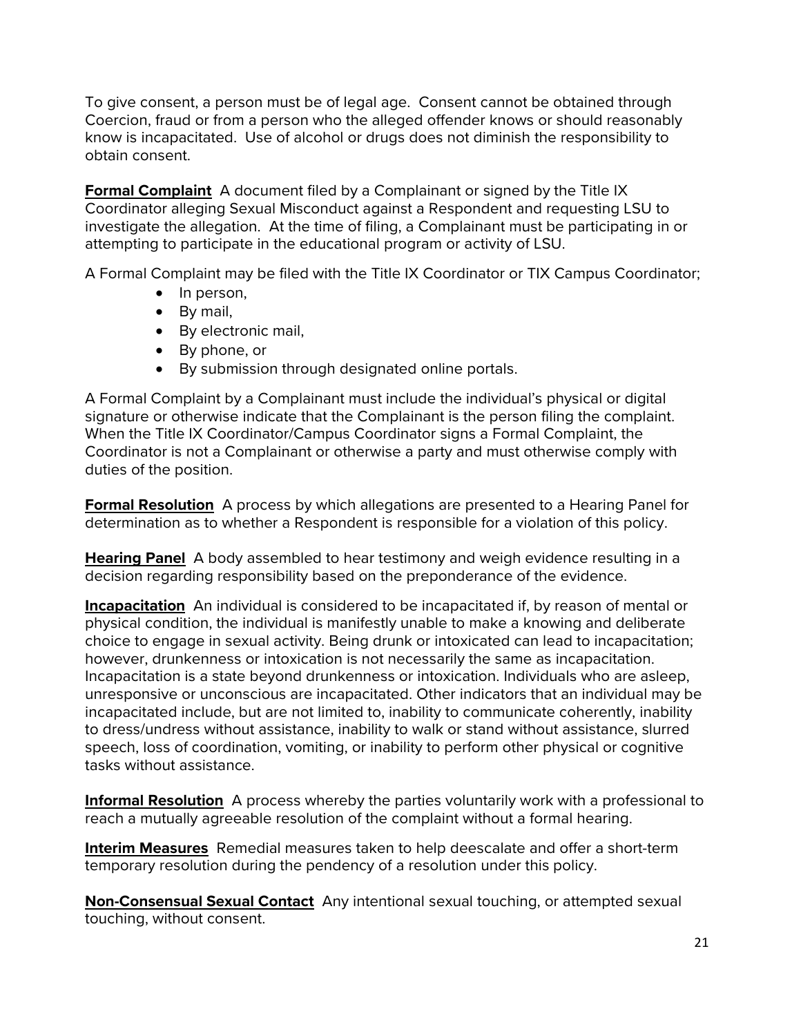To give consent, a person must be of legal age. Consent cannot be obtained through Coercion, fraud or from a person who the alleged offender knows or should reasonably know is incapacitated. Use of alcohol or drugs does not diminish the responsibility to obtain consent.

**Formal Complaint** A document filed by a Complainant or signed by the Title IX Coordinator alleging Sexual Misconduct against a Respondent and requesting LSU to investigate the allegation. At the time of filing, a Complainant must be participating in or attempting to participate in the educational program or activity of LSU.

A Formal Complaint may be filed with the Title IX Coordinator or TIX Campus Coordinator;

- In person,
- By mail,
- By electronic mail,
- By phone, or
- By submission through designated online portals.

A Formal Complaint by a Complainant must include the individual's physical or digital signature or otherwise indicate that the Complainant is the person filing the complaint. When the Title IX Coordinator/Campus Coordinator signs a Formal Complaint, the Coordinator is not a Complainant or otherwise a party and must otherwise comply with duties of the position.

**Formal Resolution** A process by which allegations are presented to a Hearing Panel for determination as to whether a Respondent is responsible for a violation of this policy.

**Hearing Panel** A body assembled to hear testimony and weigh evidence resulting in a decision regarding responsibility based on the preponderance of the evidence.

**Incapacitation** An individual is considered to be incapacitated if, by reason of mental or physical condition, the individual is manifestly unable to make a knowing and deliberate choice to engage in sexual activity. Being drunk or intoxicated can lead to incapacitation; however, drunkenness or intoxication is not necessarily the same as incapacitation. Incapacitation is a state beyond drunkenness or intoxication. Individuals who are asleep, unresponsive or unconscious are incapacitated. Other indicators that an individual may be incapacitated include, but are not limited to, inability to communicate coherently, inability to dress/undress without assistance, inability to walk or stand without assistance, slurred speech, loss of coordination, vomiting, or inability to perform other physical or cognitive tasks without assistance.

**Informal Resolution** A process whereby the parties voluntarily work with a professional to reach a mutually agreeable resolution of the complaint without a formal hearing.

**Interim Measures** Remedial measures taken to help deescalate and offer a short-term temporary resolution during the pendency of a resolution under this policy.

**Non-Consensual Sexual Contact** Any intentional sexual touching, or attempted sexual touching, without consent.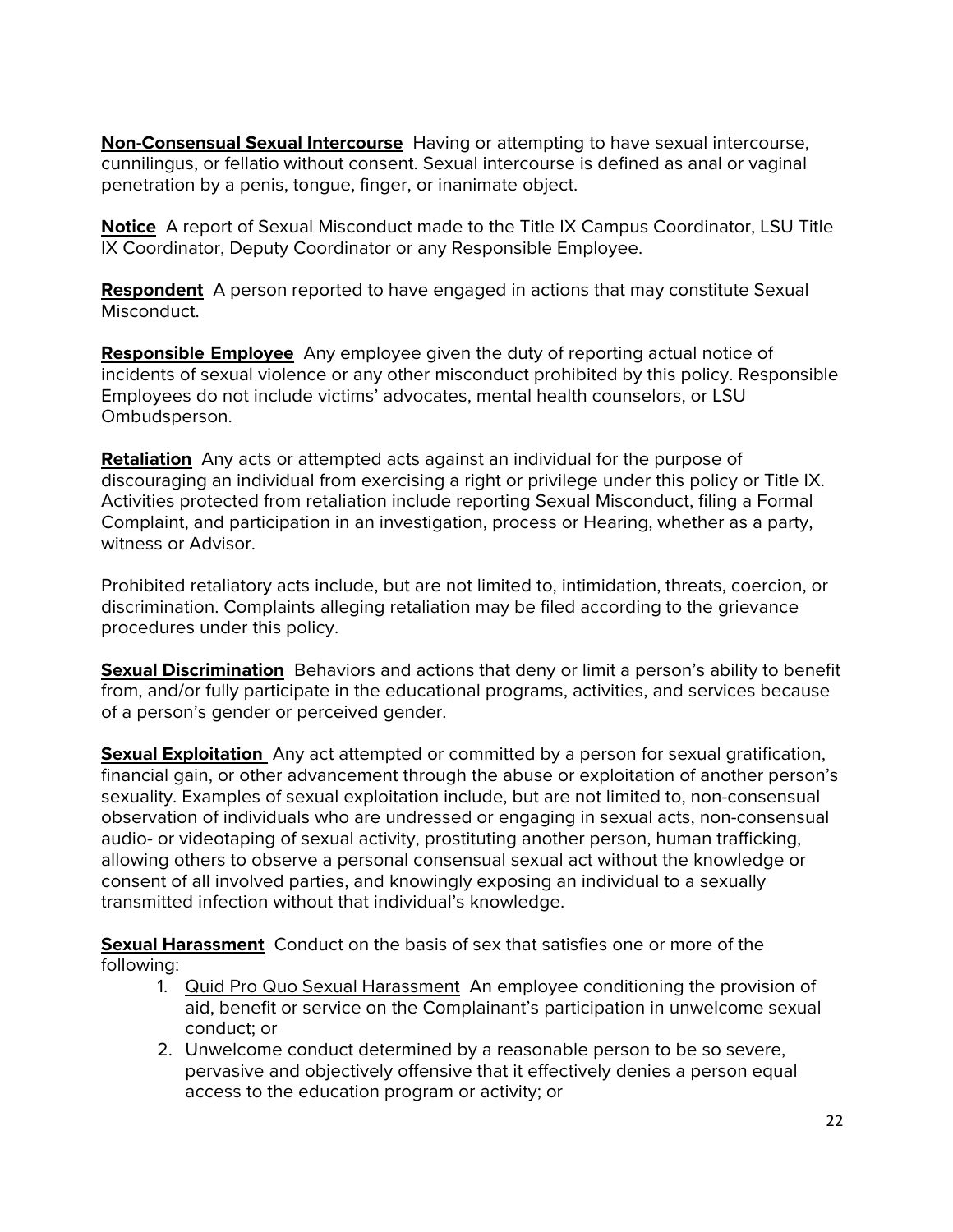**Non-Consensual Sexual Intercourse** Having or attempting to have sexual intercourse, cunnilingus, or fellatio without consent. Sexual intercourse is defined as anal or vaginal penetration by a penis, tongue, finger, or inanimate object.

**Notice** A report of Sexual Misconduct made to the Title IX Campus Coordinator, LSU Title IX Coordinator, Deputy Coordinator or any Responsible Employee.

**Respondent** A person reported to have engaged in actions that may constitute Sexual Misconduct.

**Responsible Employee** Any employee given the duty of reporting actual notice of incidents of sexual violence or any other misconduct prohibited by this policy. Responsible Employees do not include victims' advocates, mental health counselors, or LSU Ombudsperson.

**Retaliation** Any acts or attempted acts against an individual for the purpose of discouraging an individual from exercising a right or privilege under this policy or Title IX. Activities protected from retaliation include reporting Sexual Misconduct, filing a Formal Complaint, and participation in an investigation, process or Hearing, whether as a party, witness or Advisor.

Prohibited retaliatory acts include, but are not limited to, intimidation, threats, coercion, or discrimination. Complaints alleging retaliation may be filed according to the grievance procedures under this policy.

**Sexual Discrimination** Behaviors and actions that deny or limit a person's ability to benefit from, and/or fully participate in the educational programs, activities, and services because of a person's gender or perceived gender.

**Sexual Exploitation** Any act attempted or committed by a person for sexual gratification, financial gain, or other advancement through the abuse or exploitation of another person's sexuality. Examples of sexual exploitation include, but are not limited to, non-consensual observation of individuals who are undressed or engaging in sexual acts, non-consensual audio- or videotaping of sexual activity, prostituting another person, human trafficking, allowing others to observe a personal consensual sexual act without the knowledge or consent of all involved parties, and knowingly exposing an individual to a sexually transmitted infection without that individual's knowledge.

**Sexual Harassment** Conduct on the basis of sex that satisfies one or more of the following:

1. Quid Pro Quo Sexual Harassment An employee conditioning the provision of aid, benefit or service on the Complainant's participation in unwelcome sexual conduct; or
2. Unwelcome conduct determined by a reasonable person to be so severe, pervasive and objectively offensive that it effectively denies a person equal access to the education program or activity; or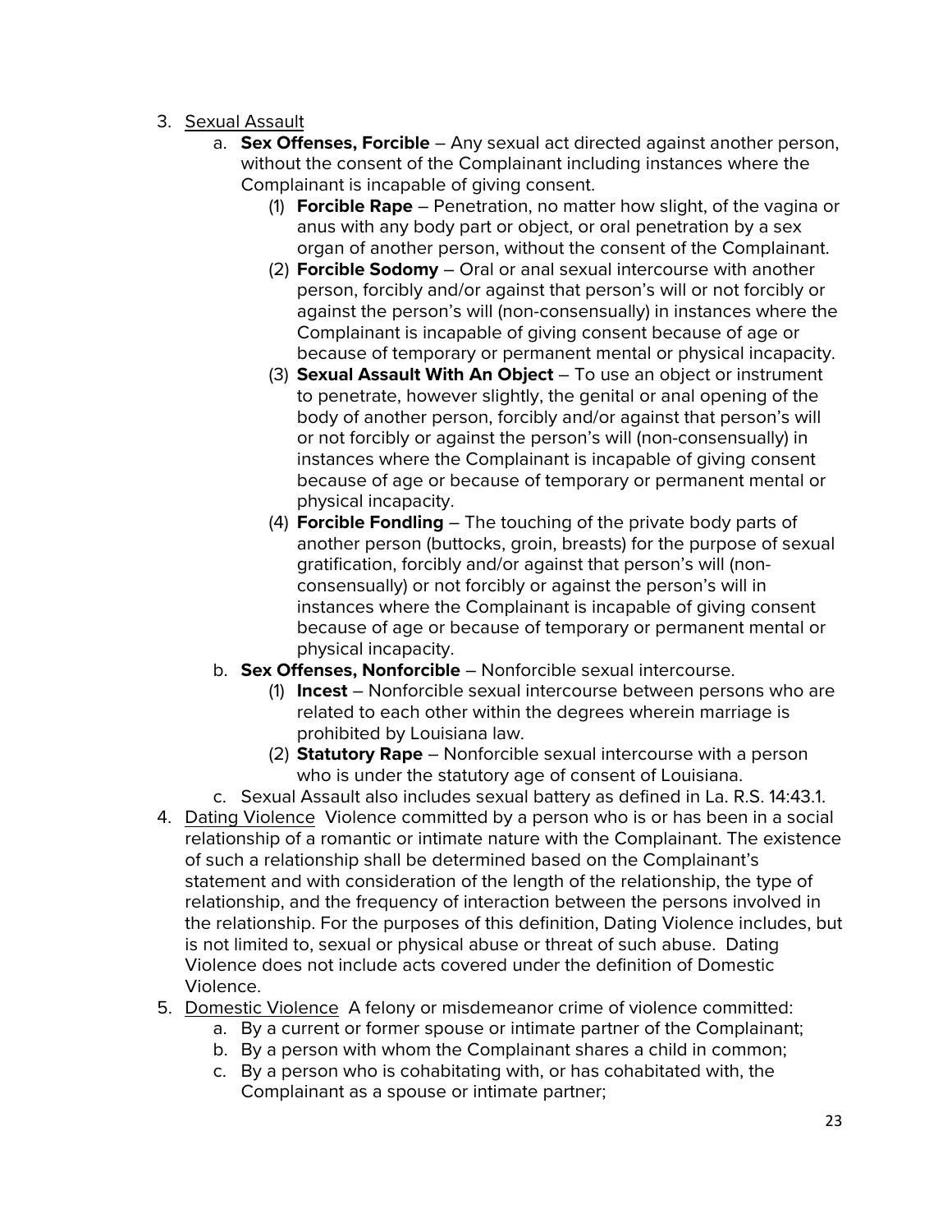3. <u>Sexual Assault</u>
    a. **Sex Offenses, Forcible** – Any sexual act directed against another person, without the consent of the Complainant including instances where the Complainant is incapable of giving consent.
        (1) **Forcible Rape** – Penetration, no matter how slight, of the vagina or anus with any body part or object, or oral penetration by a sex organ of another person, without the consent of the Complainant.
        (2) **Forcible Sodomy** – Oral or anal sexual intercourse with another person, forcibly and/or against that person's will or not forcibly or against the person's will (non-consensually) in instances where the Complainant is incapable of giving consent because of age or because of temporary or permanent mental or physical incapacity.
        (3) **Sexual Assault With An Object** – To use an object or instrument to penetrate, however slightly, the genital or anal opening of the body of another person, forcibly and/or against that person's will or not forcibly or against the person's will (non-consensually) in instances where the Complainant is incapable of giving consent because of age or because of temporary or permanent mental or physical incapacity.
        (4) **Forcible Fondling** – The touching of the private body parts of another person (buttocks, groin, breasts) for the purpose of sexual gratification, forcibly and/or against that person's will (non-consensually) or not forcibly or against the person's will in instances where the Complainant is incapable of giving consent because of age or because of temporary or permanent mental or physical incapacity.
    b. **Sex Offenses, Nonforcible** – Nonforcible sexual intercourse.
        (1) **Incest** – Nonforcible sexual intercourse between persons who are related to each other within the degrees wherein marriage is prohibited by Louisiana law.
        (2) **Statutory Rape** – Nonforcible sexual intercourse with a person who is under the statutory age of consent of Louisiana.
    c. Sexual Assault also includes sexual battery as defined in La. R.S. 14:43.1.
4. <u>Dating Violence</u> Violence committed by a person who is or has been in a social relationship of a romantic or intimate nature with the Complainant. The existence of such a relationship shall be determined based on the Complainant's statement and with consideration of the length of the relationship, the type of relationship, and the frequency of interaction between the persons involved in the relationship. For the purposes of this definition, Dating Violence includes, but is not limited to, sexual or physical abuse or threat of such abuse. Dating Violence does not include acts covered under the definition of Domestic Violence.
5. <u>Domestic Violence</u> A felony or misdemeanor crime of violence committed:
    a. By a current or former spouse or intimate partner of the Complainant;
    b. By a person with whom the Complainant shares a child in common;
    c. By a person who is cohabitating with, or has cohabitated with, the Complainant as a spouse or intimate partner;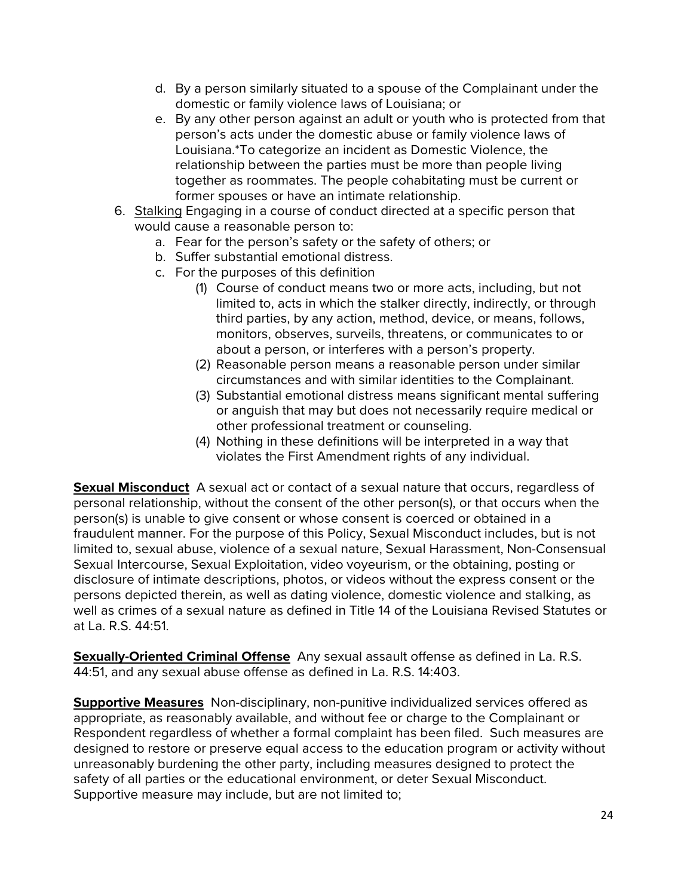d. By a person similarly situated to a spouse of the Complainant under the domestic or family violence laws of Louisiana; or
   e. By any other person against an adult or youth who is protected from that person's acts under the domestic abuse or family violence laws of Louisiana.*To categorize an incident as Domestic Violence, the relationship between the parties must be more than people living together as roommates. The people cohabitating must be current or former spouses or have an intimate relationship.

6. <u>Stalking</u> Engaging in a course of conduct directed at a specific person that would cause a reasonable person to:
   a. Fear for the person's safety or the safety of others; or
   b. Suffer substantial emotional distress.
   c. For the purposes of this definition
      (1) Course of conduct means two or more acts, including, but not limited to, acts in which the stalker directly, indirectly, or through third parties, by any action, method, device, or means, follows, monitors, observes, surveils, threatens, or communicates to or about a person, or interferes with a person's property.
      (2) Reasonable person means a reasonable person under similar circumstances and with similar identities to the Complainant.
      (3) Substantial emotional distress means significant mental suffering or anguish that may but does not necessarily require medical or other professional treatment or counseling.
      (4) Nothing in these definitions will be interpreted in a way that violates the First Amendment rights of any individual.

**<u>Sexual Misconduct</u>** A sexual act or contact of a sexual nature that occurs, regardless of personal relationship, without the consent of the other person(s), or that occurs when the person(s) is unable to give consent or whose consent is coerced or obtained in a fraudulent manner. For the purpose of this Policy, Sexual Misconduct includes, but is not limited to, sexual abuse, violence of a sexual nature, Sexual Harassment, Non-Consensual Sexual Intercourse, Sexual Exploitation, video voyeurism, or the obtaining, posting or disclosure of intimate descriptions, photos, or videos without the express consent or the persons depicted therein, as well as dating violence, domestic violence and stalking, as well as crimes of a sexual nature as defined in Title 14 of the Louisiana Revised Statutes or at La. R.S. 44:51.

**<u>Sexually-Oriented Criminal Offense</u>** Any sexual assault offense as defined in La. R.S. 44:51, and any sexual abuse offense as defined in La. R.S. 14:403.

**<u>Supportive Measures</u>** Non-disciplinary, non-punitive individualized services offered as appropriate, as reasonably available, and without fee or charge to the Complainant or Respondent regardless of whether a formal complaint has been filed. Such measures are designed to restore or preserve equal access to the education program or activity without unreasonably burdening the other party, including measures designed to protect the safety of all parties or the educational environment, or deter Sexual Misconduct. Supportive measure may include, but are not limited to;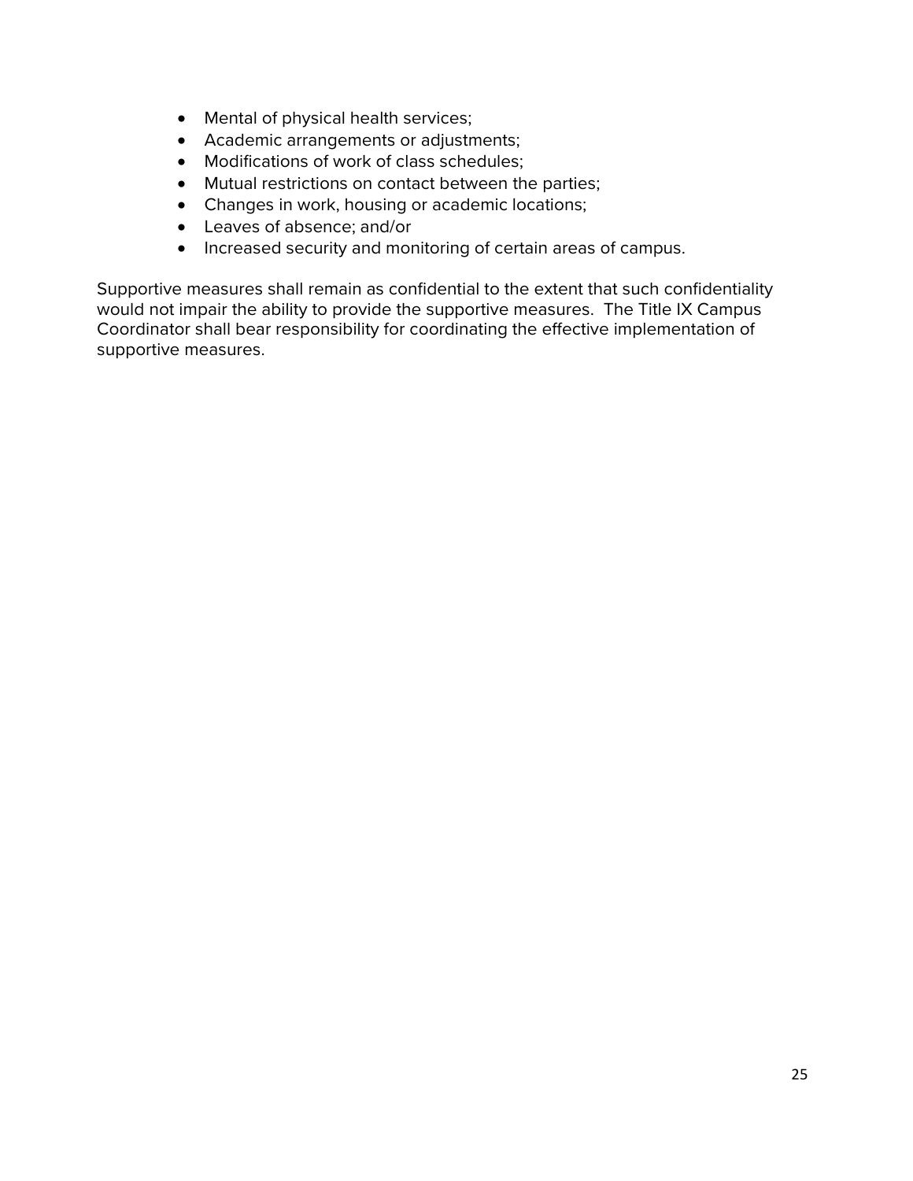- Mental of physical health services;
- Academic arrangements or adjustments;
- Modifications of work of class schedules;
- Mutual restrictions on contact between the parties;
- Changes in work, housing or academic locations;
- Leaves of absence; and/or
- Increased security and monitoring of certain areas of campus.

Supportive measures shall remain as confidential to the extent that such confidentiality would not impair the ability to provide the supportive measures. The Title IX Campus Coordinator shall bear responsibility for coordinating the effective implementation of supportive measures.